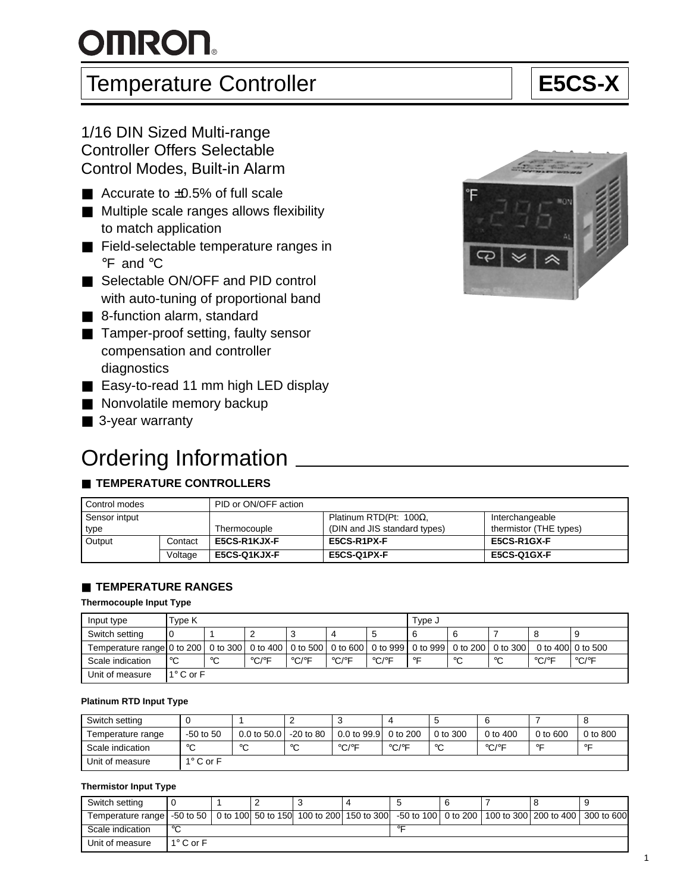# OMRON

## Temperature Controller — E5CS-X

### 1/16 DIN Sized Multi-range Controller Offers Selectable Control Modes, Built-in Alarm

- Accurate to ±0.5% of full scale
- Multiple scale ranges allows flexibility to match application
- Field-selectable temperature ranges in °F and °C
- Selectable ON/OFF and PID control with auto-tuning of proportional band
- 8-function alarm, standard
- Tamper-proof setting, faulty sensor compensation and controller diagnostics
- Easy-to-read 11 mm high LED display
- Nonvolatile memory backup
- 3-year warranty

# Ordering Information

## TEMPERATURE CONTROLLERS

| Control modes | | PID or ON/OFF action | | |
|---|---|---|---|---|
| Sensor intput type | | Thermocouple | Platinum RTD(Pt: 100Ω, (DIN and JIS standard types) | Interchangeable thermistor (THE types) |
| Output | Contact | **E5CS-R1KJX-F** | **E5CS-R1PX-F** | **E5CS-R1GX-F** |
| | Voltage | **E5CS-Q1KJX-F** | **E5CS-Q1PX-F** | **E5CS-Q1GX-F** |

## TEMPERATURE RANGES

**Thermocouple Input Type**

| Input type | Type K | | | | | | Type J | | | | |
|---|---|---|---|---|---|---|---|---|---|---|---|
| Switch setting | 0 | 1 | 2 | 3 | 4 | 5 | 6 | 6 | 7 | 8 | 9 |
| Temperature range | 0 to 200 | 0 to 300 | 0 to 400 | 0 to 500 | 0 to 600 | 0 to 999 | 0 to 999 | 0 to 200 | 0 to 300 | 0 to 400 | 0 to 500 |
| Scale indication | °C | °C | °C/°F | °C/°F | °C/°F | °C/°F | °F | °C | °C | °C/°F | °C/°F |
| Unit of measure | 1° C or F | | | | | | | | | | |

**Platinum RTD Input Type**

| Switch setting | 0 | 1 | 2 | 3 | 4 | 5 | 6 | 7 | 8 |
|---|---|---|---|---|---|---|---|---|---|
| Temperature range | -50 to 50 | 0.0 to 50.0 | -20 to 80 | 0.0 to 99.9 | 0 to 200 | 0 to 300 | 0 to 400 | 0 to 600 | 0 to 800 |
| Scale indication | °C | °C | °C | °C/°F | °C/°F | °C | °C/°F | °F | °F |
| Unit of measure | 1° C or F | | | | | | | | |

**Thermistor Input Type**

| Switch setting | 0 | 1 | 2 | 3 | 4 | 5 | 6 | 7 | 8 | 9 |
|---|---|---|---|---|---|---|---|---|---|---|
| Temperature range | -50 to 50 | 0 to 100 | 50 to 150 | 100 to 200 | 150 to 300 | -50 to 100 | 0 to 200 | 100 to 300 | 200 to 400 | 300 to 600 |
| Scale indication | °C | | | | | °F | | | | |
| Unit of measure | 1° C or F | | | | | | | | | |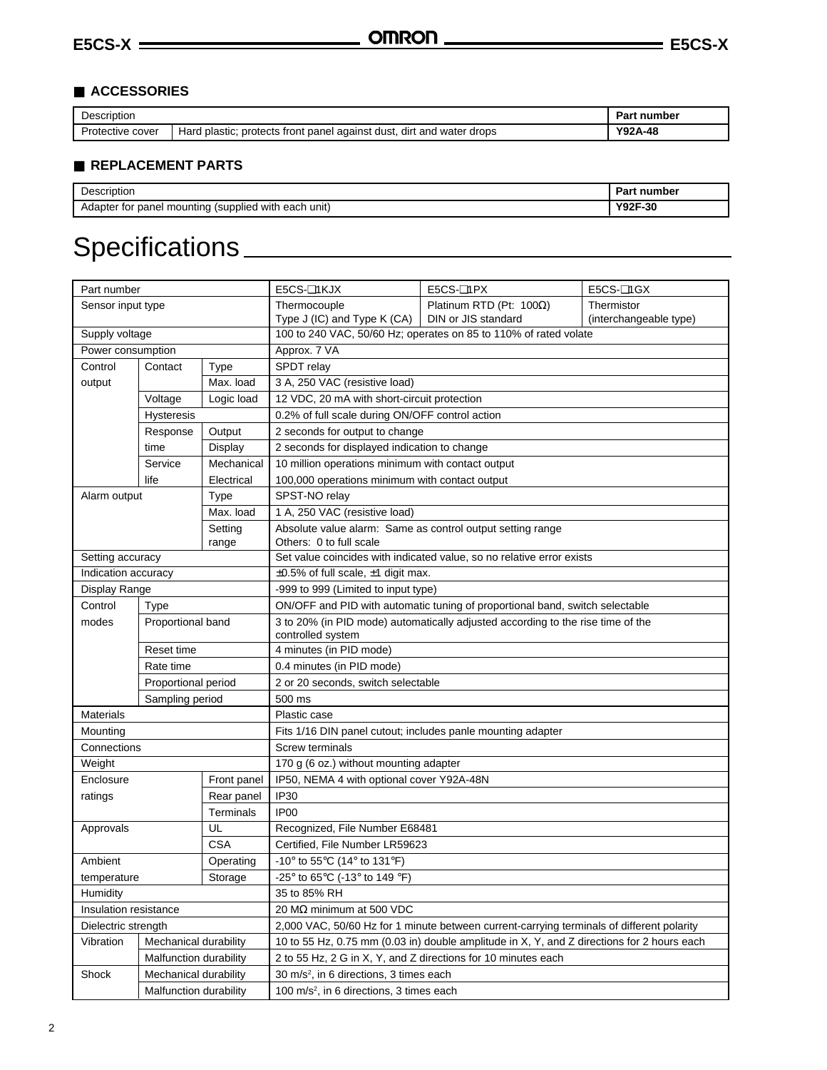## ACCESSORIES

| Description | | Part number |
|---|---|---|
| Protective cover | Hard plastic; protects front panel against dust, dirt and water drops | Y92A-48 |

## REPLACEMENT PARTS

| Description | Part number |
|---|---|
| Adapter for panel mounting (supplied with each unit) | Y92F-30 |

# Specifications

| Part number | | | E5CS-□1KJX | E5CS-□1PX | E5CS-□1GX |
|---|---|---|---|---|---|
| Sensor input type | | | Thermocouple Type J (IC) and Type K (CA) | Platinum RTD (Pt: 100Ω) DIN or JIS standard | Thermistor (interchangeable type) |
| Supply voltage | | | 100 to 240 VAC, 50/60 Hz; operates on 85 to 110% of rated volate | | |
| Power consumption | | | Approx. 7 VA | | |
| Control output | Contact | Type | SPDT relay | | |
| | | Max. load | 3 A, 250 VAC (resistive load) | | |
| | Voltage | Logic load | 12 VDC, 20 mA with short-circuit protection | | |
| | Hysteresis | | 0.2% of full scale during ON/OFF control action | | |
| | Response time | Output | 2 seconds for output to change | | |
| | | Display | 2 seconds for displayed indication to change | | |
| | Service life | Mechanical | 10 million operations minimum with contact output | | |
| | | Electrical | 100,000 operations minimum with contact output | | |
| Alarm output | | Type | SPST-NO relay | | |
| | | Max. load | 1 A, 250 VAC (resistive load) | | |
| | | Setting range | Absolute value alarm: Same as control output setting range<br>Others: 0 to full scale | | |
| Setting accuracy | | | Set value coincides with indicated value, so no relative error exists | | |
| Indication accuracy | | | ±0.5% of full scale, ±1 digit max. | | |
| Display Range | | | -999 to 999 (Limited to input type) | | |
| Control modes | Type | | ON/OFF and PID with automatic tuning of proportional band, switch selectable | | |
| | Proportional band | | 3 to 20% (in PID mode) automatically adjusted according to the rise time of the controlled system | | |
| | Reset time | | 4 minutes (in PID mode) | | |
| | Rate time | | 0.4 minutes (in PID mode) | | |
| | Proportional period | | 2 or 20 seconds, switch selectable | | |
| | Sampling period | | 500 ms | | |
| Materials | | | Plastic case | | |
| Mounting | | | Fits 1/16 DIN panel cutout; includes panle mounting adapter | | |
| Connections | | | Screw terminals | | |
| Weight | | | 170 g (6 oz.) without mounting adapter | | |
| Enclosure ratings | | Front panel | IP50, NEMA 4 with optional cover Y92A-48N | | |
| | | Rear panel | IP30 | | |
| | | Terminals | IP00 | | |
| Approvals | | UL | Recognized, File Number E68481 | | |
| | | CSA | Certified, File Number LR59623 | | |
| Ambient temperature | | Operating | -10° to 55°C (14° to 131°F) | | |
| | | Storage | -25° to 65°C (-13° to 149 °F) | | |
| Humidity | | | 35 to 85% RH | | |
| Insulation resistance | | | 20 MΩ minimum at 500 VDC | | |
| Dielectric strength | | | 2,000 VAC, 50/60 Hz for 1 minute between current-carrying terminals of different polarity | | |
| Vibration | Mechanical durability | | 10 to 55 Hz, 0.75 mm (0.03 in) double amplitude in X, Y, and Z directions for 2 hours each | | |
| | Malfunction durability | | 2 to 55 Hz, 2 G in X, Y, and Z directions for 10 minutes each | | |
| Shock | Mechanical durability | | 30 $m/s^2$, in 6 directions, 3 times each | | |
| | Malfunction durability | | 100 $m/s^2$, in 6 directions, 3 times each | | |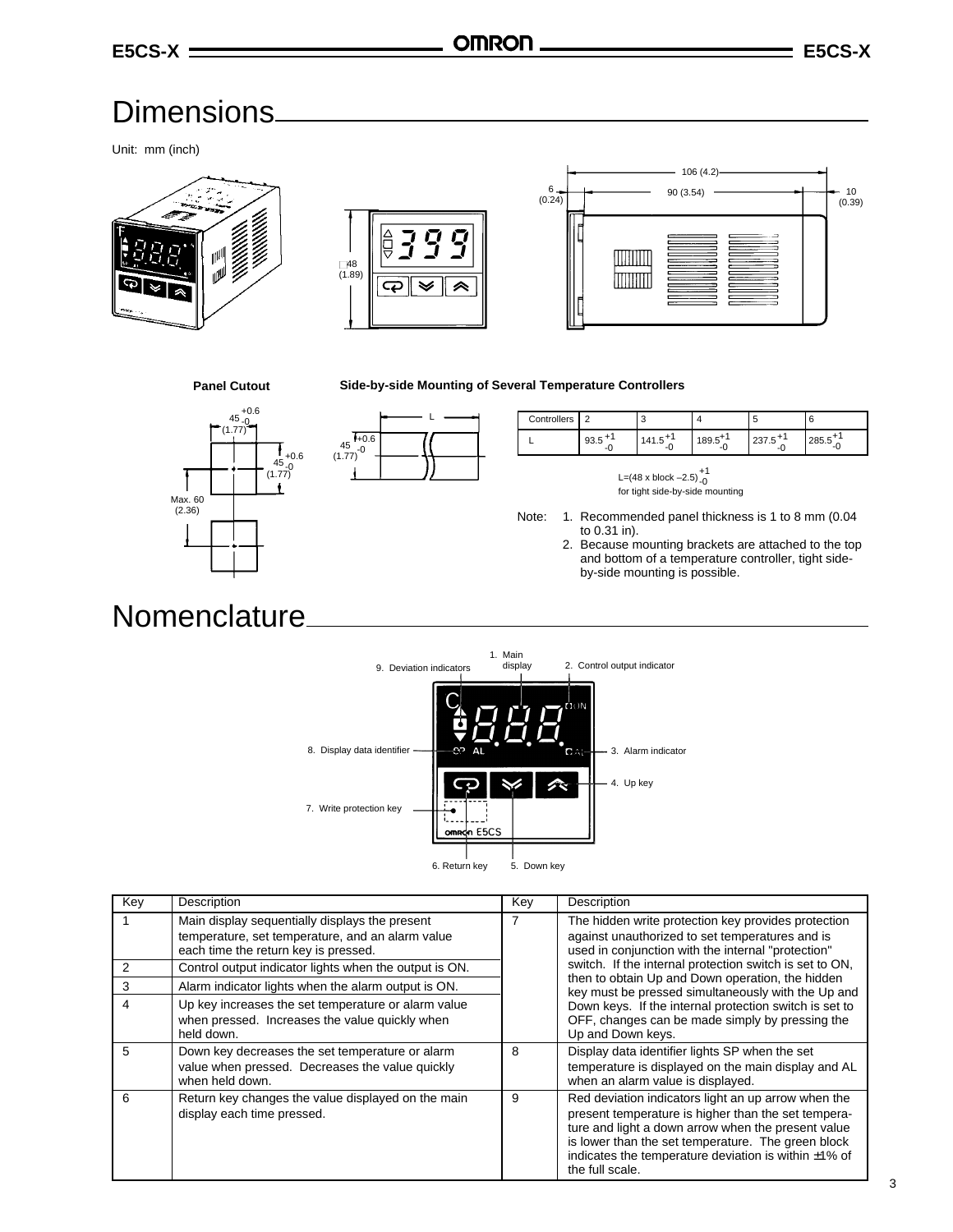# Dimensions

Unit: mm (inch)

106 (4.2)

6 (0.24)

90 (3.54)

10 (0.39)

□48 (1.89)

**Panel Cutout**

$45^{+0.6}_{-0}$ (1.77)

$45^{+0.6}_{-0}$ (1.77)

Max. 60 (2.36)

**Side-by-side Mounting of Several Temperature Controllers**

$45^{+0.6}_{-0}$ (1.77)

| Controllers | 2 | 3 | 4 | 5 | 6 |
|---|---|---|---|---|---|
| L | $93.5^{+1}_{-0}$ | $141.5^{+1}_{-0}$ | $189.5^{+1}_{-0}$ | $237.5^{+1}_{-0}$ | $285.5^{+1}_{-0}$ |

$L=(48 \times \text{block} - 2.5)^{+1}_{-0}$
for tight side-by-side mounting

Note:
1. Recommended panel thickness is 1 to 8 mm (0.04 to 0.31 in).
2. Because mounting brackets are attached to the top and bottom of a temperature controller, tight side-by-side mounting is possible.

# Nomenclature

1. Main display
2. Control output indicator
3. Alarm indicator
4. Up key
5. Down key
6. Return key
7. Write protection key
8. Display data identifier
9. Deviation indicators

| Key | Description | Key | Description |
|---|---|---|---|
| 1 | Main display sequentially displays the present temperature, set temperature, and an alarm value each time the return key is pressed. | 7 | The hidden write protection key provides protection against unauthorized to set temperatures and is used in conjunction with the internal "protection" switch. If the internal protection switch is set to ON, then to obtain Up and Down operation, the hidden key must be pressed simultaneously with the Up and Down keys. If the internal protection switch is set to OFF, changes can be made simply by pressing the Up and Down keys. |
| 2 | Control output indicator lights when the output is ON. | | |
| 3 | Alarm indicator lights when the alarm output is ON. | | |
| 4 | Up key increases the set temperature or alarm value when pressed. Increases the value quickly when held down. | | |
| 5 | Down key decreases the set temperature or alarm value when pressed. Decreases the value quickly when held down. | 8 | Display data identifier lights SP when the set temperature is displayed on the main display and AL when an alarm value is displayed. |
| 6 | Return key changes the value displayed on the main display each time pressed. | 9 | Red deviation indicators light an up arrow when the present temperature is higher than the set temperature and light a down arrow when the present value is lower than the set temperature. The green block indicates the temperature deviation is within ±1% of the full scale. |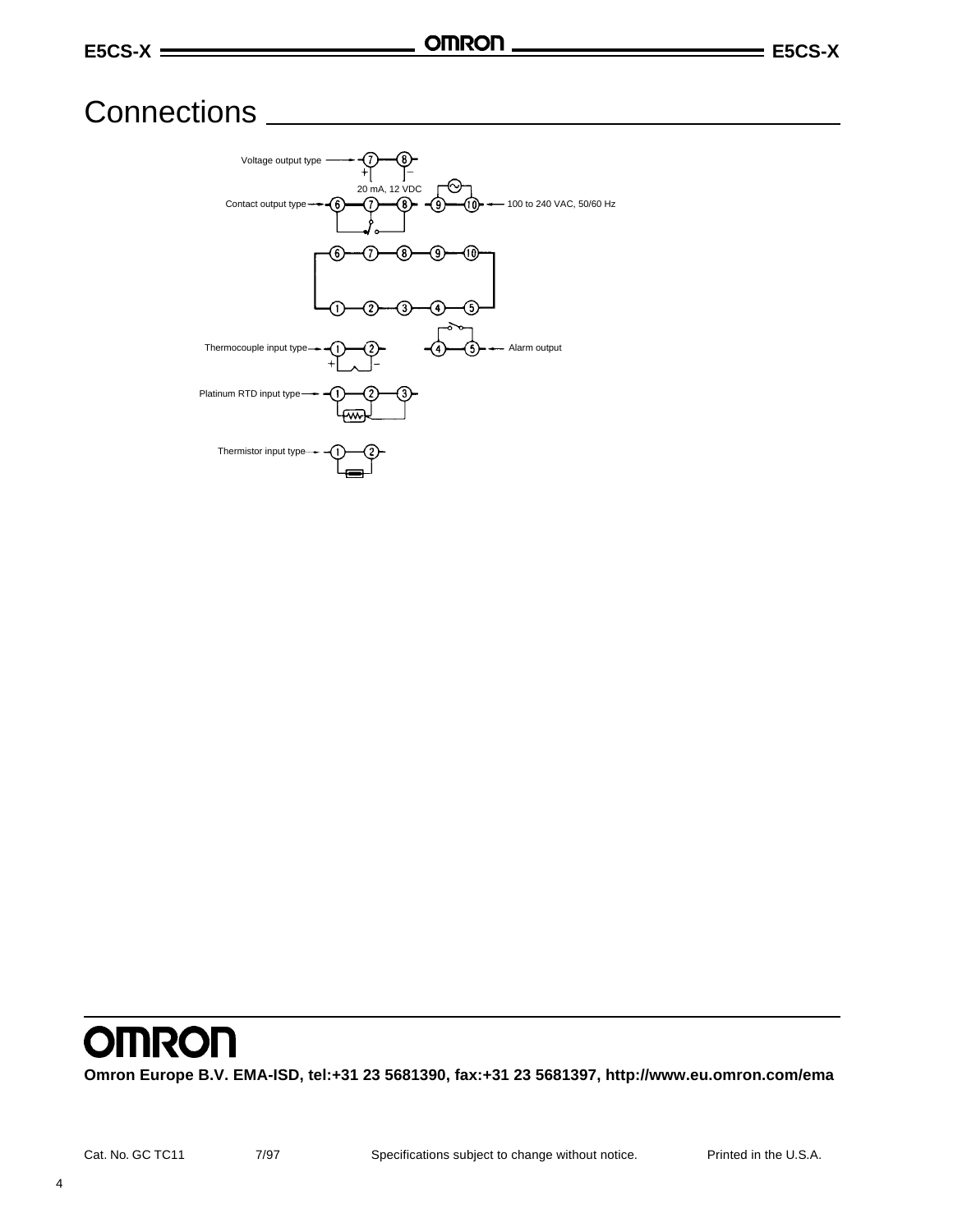# Connections

Voltage output type

+ −

20 mA, 12 VDC

Contact output type

100 to 240 VAC, 50/60 Hz

Thermocouple input type

+ −

Alarm output

Platinum RTD input type

Thermistor input type

Omron Europe B.V. EMA-ISD, tel:+31 23 5681390, fax:+31 23 5681397, http://www.eu.omron.com/ema

Cat. No. GC TC11 7/97 Specifications subject to change without notice. Printed in the U.S.A.